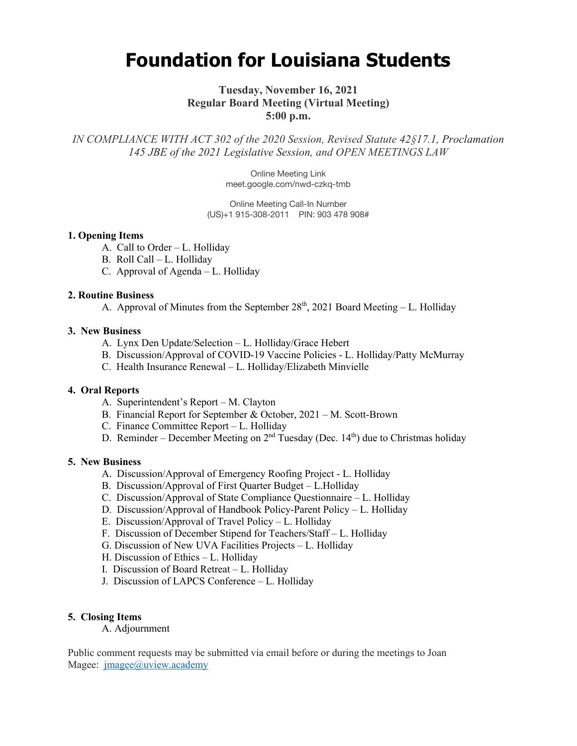# Foundation for Louisiana Students

**Tuesday, November 16, 2021**
**Regular Board Meeting (Virtual Meeting)**
**5:00 p.m.**

*IN COMPLIANCE WITH ACT 302 of the 2020 Session, Revised Statute 42§17.1, Proclamation 145 JBE of the 2021 Legislative Session, and OPEN MEETINGS LAW*

Online Meeting Link
meet.google.com/nwd-czkq-tmb

Online Meeting Call-In Number
(US)+1 915-308-2011 PIN: 903 478 908#

**1. Opening Items**

A. Call to Order – L. Holliday
B. Roll Call – L. Holliday
C. Approval of Agenda – L. Holliday

**2. Routine Business**

A. Approval of Minutes from the September 28th, 2021 Board Meeting – L. Holliday

**3. New Business**

A. Lynx Den Update/Selection – L. Holliday/Grace Hebert
B. Discussion/Approval of COVID-19 Vaccine Policies - L. Holliday/Patty McMurray
C. Health Insurance Renewal – L. Holliday/Elizabeth Minvielle

**4. Oral Reports**

A. Superintendent's Report – M. Clayton
B. Financial Report for September & October, 2021 – M. Scott-Brown
C. Finance Committee Report – L. Holliday
D. Reminder – December Meeting on 2nd Tuesday (Dec. 14th) due to Christmas holiday

**5. New Business**

A. Discussion/Approval of Emergency Roofing Project - L. Holliday
B. Discussion/Approval of First Quarter Budget – L.Holliday
C. Discussion/Approval of State Compliance Questionnaire – L. Holliday
D. Discussion/Approval of Handbook Policy-Parent Policy – L. Holliday
E. Discussion/Approval of Travel Policy – L. Holliday
F. Discussion of December Stipend for Teachers/Staff – L. Holliday
G. Discussion of New UVA Facilities Projects – L. Holliday
H. Discussion of Ethics – L. Holliday
I. Discussion of Board Retreat – L. Holliday
J. Discussion of LAPCS Conference – L. Holliday

**5. Closing Items**

A. Adjournment

Public comment requests may be submitted via email before or during the meetings to Joan Magee: jmagee@uview.academy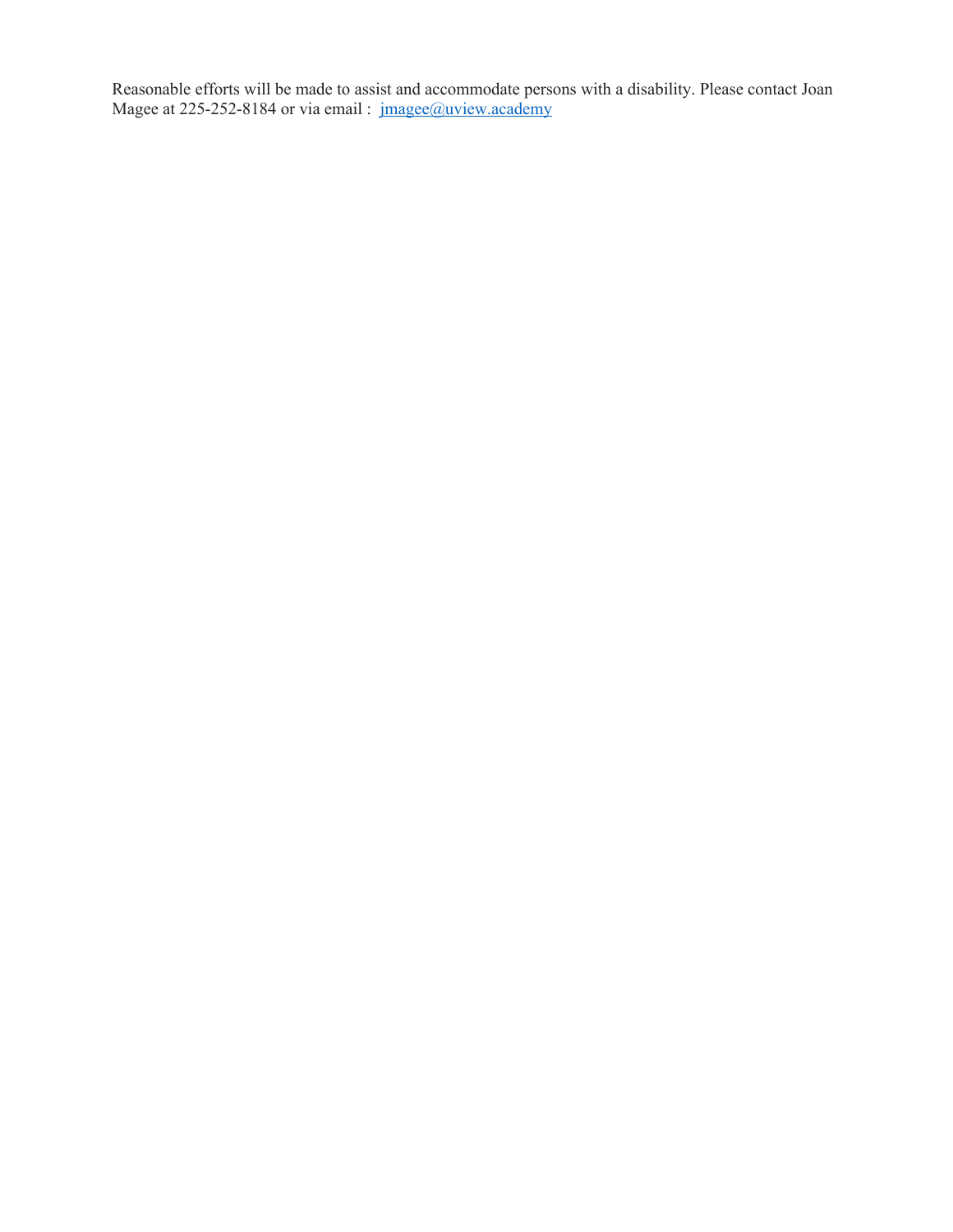Reasonable efforts will be made to assist and accommodate persons with a disability. Please contact Joan Magee at 225-252-8184 or via email : jmagee@uview.academy